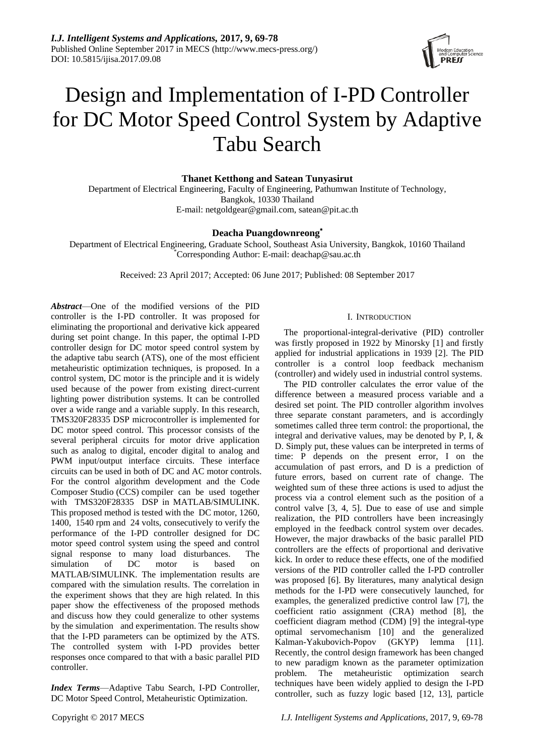# Design and Implementation of I-PD Controller for DC Motor Speed Control System by Adaptive Tabu Search

**Thanet Ketthong and Satean Tunyasirut**

Department of Electrical Engineering, Faculty of Engineering, Pathumwan Institute of Technology, Bangkok, 10330 Thailand
E-mail: netgoldgear@gmail.com, satean@pit.ac.th

**Deacha Puangdownreong***

Department of Electrical Engineering, Graduate School, Southeast Asia University, Bangkok, 10160 Thailand
*Corresponding Author: E-mail: deachap@sau.ac.th

Received: 23 April 2017; Accepted: 06 June 2017; Published: 08 September 2017

***Abstract***—One of the modified versions of the PID controller is the I-PD controller. It was proposed for eliminating the proportional and derivative kick appeared during set point change. In this paper, the optimal I-PD controller design for DC motor speed control system by the adaptive tabu search (ATS), one of the most efficient metaheuristic optimization techniques, is proposed. In a control system, DC motor is the principle and it is widely used because of the power from existing direct-current lighting power distribution systems. It can be controlled over a wide range and a variable supply. In this research, TMS320F28335 DSP microcontroller is implemented for DC motor speed control. This processor consists of the several peripheral circuits for motor drive application such as analog to digital, encoder digital to analog and PWM input/output interface circuits. These interface circuits can be used in both of DC and AC motor controls. For the control algorithm development and the Code Composer Studio (CCS) compiler can be used together with TMS320F28335 DSP in MATLAB/SIMULINK. This proposed method is tested with the DC motor, 1260, 1400, 1540 rpm and 24 volts, consecutively to verify the performance of the I-PD controller designed for DC motor speed control system using the speed and control signal response to many load disturbances. The simulation of DC motor is based on MATLAB/SIMULINK. The implementation results are compared with the simulation results. The correlation in the experiment shows that they are high related. In this paper show the effectiveness of the proposed methods and discuss how they could generalize to other systems by the simulation and experimentation. The results show that the I-PD parameters can be optimized by the ATS. The controlled system with I-PD provides better responses once compared to that with a basic parallel PID controller.

***Index Terms***—Adaptive Tabu Search, I-PD Controller, DC Motor Speed Control, Metaheuristic Optimization.

## I. Introduction

The proportional-integral-derivative (PID) controller was firstly proposed in 1922 by Minorsky [1] and firstly applied for industrial applications in 1939 [2]. The PID controller is a control loop feedback mechanism (controller) and widely used in industrial control systems.

The PID controller calculates the error value of the difference between a measured process variable and a desired set point. The PID controller algorithm involves three separate constant parameters, and is accordingly sometimes called three term control: the proportional, the integral and derivative values, may be denoted by P, I, & D. Simply put, these values can be interpreted in terms of time: P depends on the present error, I on the accumulation of past errors, and D is a prediction of future errors, based on current rate of change. The weighted sum of these three actions is used to adjust the process via a control element such as the position of a control valve [3, 4, 5]. Due to ease of use and simple realization, the PID controllers have been increasingly employed in the feedback control system over decades. However, the major drawbacks of the basic parallel PID controllers are the effects of proportional and derivative kick. In order to reduce these effects, one of the modified versions of the PID controller called the I-PD controller was proposed [6]. By literatures, many analytical design methods for the I-PD were consecutively launched, for examples, the generalized predictive control law [7], the coefficient ratio assignment (CRA) method [8], the coefficient diagram method (CDM) [9] the integral-type optimal servomechanism [10] and the generalized Kalman-Yakubovich-Popov (GKYP) lemma [11]. Recently, the control design framework has been changed to new paradigm known as the parameter optimization problem. The metaheuristic optimization search techniques have been widely applied to design the I-PD controller, such as fuzzy logic based [12, 13], particle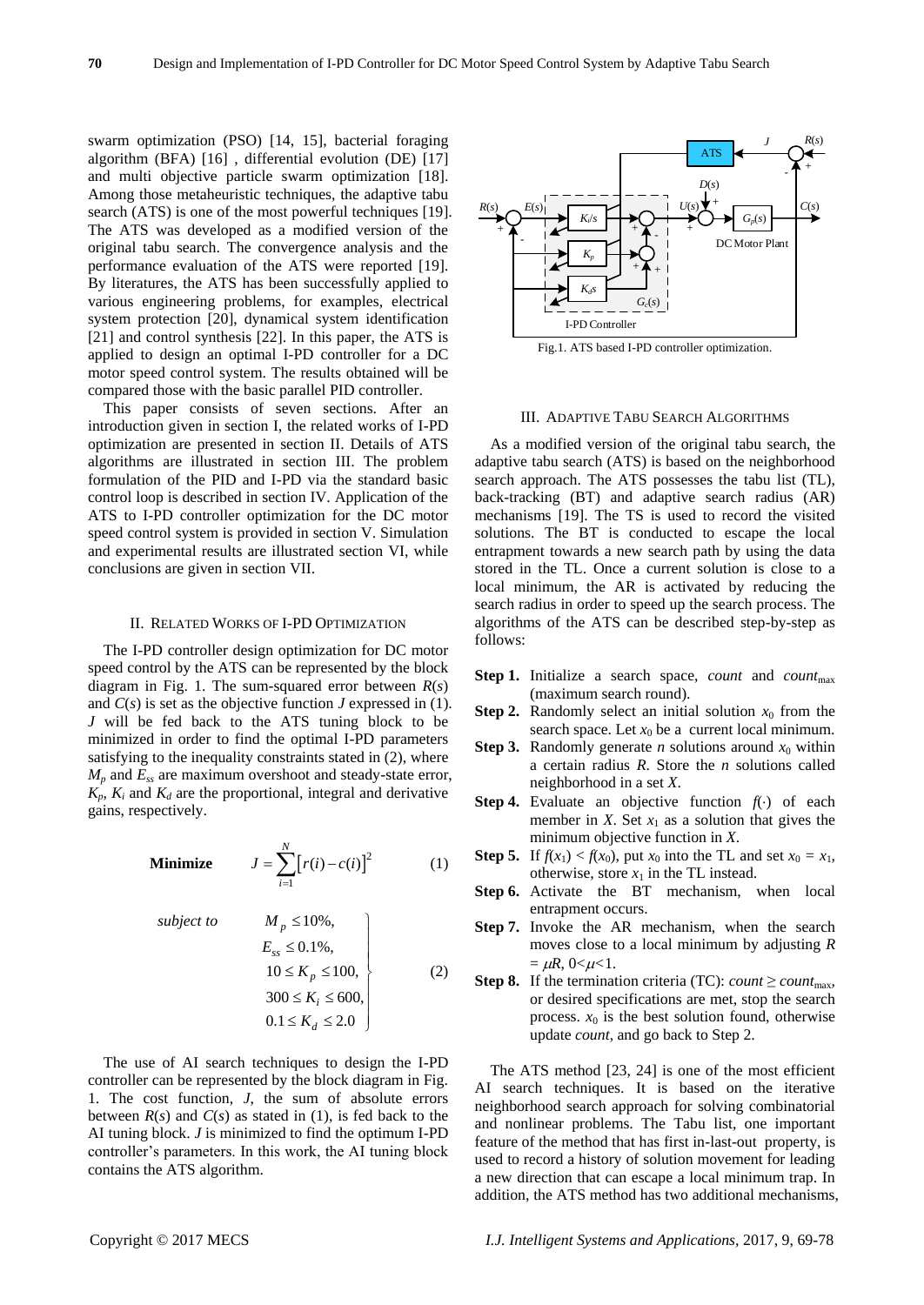swarm optimization (PSO) [14, 15], bacterial foraging algorithm (BFA) [16] , differential evolution (DE) [17] and multi objective particle swarm optimization [18]. Among those metaheuristic techniques, the adaptive tabu search (ATS) is one of the most powerful techniques [19]. The ATS was developed as a modified version of the original tabu search. The convergence analysis and the performance evaluation of the ATS were reported [19]. By literatures, the ATS has been successfully applied to various engineering problems, for examples, electrical system protection [20], dynamical system identification [21] and control synthesis [22]. In this paper, the ATS is applied to design an optimal I-PD controller for a DC motor speed control system. The results obtained will be compared those with the basic parallel PID controller.

This paper consists of seven sections. After an introduction given in section I, the related works of I-PD optimization are presented in section II. Details of ATS algorithms are illustrated in section III. The problem formulation of the PID and I-PD via the standard basic control loop is described in section IV. Application of the ATS to I-PD controller optimization for the DC motor speed control system is provided in section V. Simulation and experimental results are illustrated section VI, while conclusions are given in section VII.

## II. Related Works of I-PD Optimization

The I-PD controller design optimization for DC motor speed control by the ATS can be represented by the block diagram in Fig. 1. The sum-squared error between $R(s)$ and $C(s)$ is set as the objective function $J$ expressed in (1). $J$ will be fed back to the ATS tuning block to be minimized in order to find the optimal I-PD parameters satisfying to the inequality constraints stated in (2), where $M_p$ and $E_{ss}$ are maximum overshoot and steady-state error, $K_p$, $K_i$ and $K_d$ are the proportional, integral and derivative gains, respectively.

$$\textbf{Minimize} \qquad J = \sum_{i=1}^{N} \left[ r(i) - c(i) \right]^2 \tag{1}$$

$$\textit{subject to} \qquad \left. \begin{array}{l} M_p \le 10\%, \\ E_{ss} \le 0.1\%, \\ 10 \le K_p \le 100, \\ 300 \le K_i \le 600, \\ 0.1 \le K_d \le 2.0 \end{array} \right\} \tag{2}$$

The use of AI search techniques to design the I-PD controller can be represented by the block diagram in Fig. 1. The cost function, $J$, the sum of absolute errors between $R(s)$ and $C(s)$ as stated in (1), is fed back to the AI tuning block. $J$ is minimized to find the optimum I-PD controller's parameters. In this work, the AI tuning block contains the ATS algorithm.

Fig.1. ATS based I-PD controller optimization.

## III. Adaptive Tabu Search Algorithms

As a modified version of the original tabu search, the adaptive tabu search (ATS) is based on the neighborhood search approach. The ATS possesses the tabu list (TL), back-tracking (BT) and adaptive search radius (AR) mechanisms [19]. The TS is used to record the visited solutions. The BT is conducted to escape the local entrapment towards a new search path by using the data stored in the TL. Once a current solution is close to a local minimum, the AR is activated by reducing the search radius in order to speed up the search process. The algorithms of the ATS can be described step-by-step as follows:

**Step 1.** Initialize a search space, *count* and $count_{max}$ (maximum search round).

**Step 2.** Randomly select an initial solution $x_0$ from the search space. Let $x_0$ be a current local minimum.

**Step 3.** Randomly generate $n$ solutions around $x_0$ within a certain radius $R$. Store the $n$ solutions called neighborhood in a set $X$.

**Step 4.** Evaluate an objective function $f(\cdot)$ of each member in $X$. Set $x_1$ as a solution that gives the minimum objective function in $X$.

**Step 5.** If $f(x_1) < f(x_0)$, put $x_0$ into the TL and set $x_0 = x_1$, otherwise, store $x_1$ in the TL instead.

**Step 6.** Activate the BT mechanism, when local entrapment occurs.

**Step 7.** Invoke the AR mechanism, when the search moves close to a local minimum by adjusting $R = \mu R$, $0<\mu<1$.

**Step 8.** If the termination criteria (TC): $count \ge count_{max}$, or desired specifications are met, stop the search process. $x_0$ is the best solution found, otherwise update *count*, and go back to Step 2.

The ATS method [23, 24] is one of the most efficient AI search techniques. It is based on the iterative neighborhood search approach for solving combinatorial and nonlinear problems. The Tabu list, one important feature of the method that has first in-last-out property, is used to record a history of solution movement for leading a new direction that can escape a local minimum trap. In addition, the ATS method has two additional mechanisms,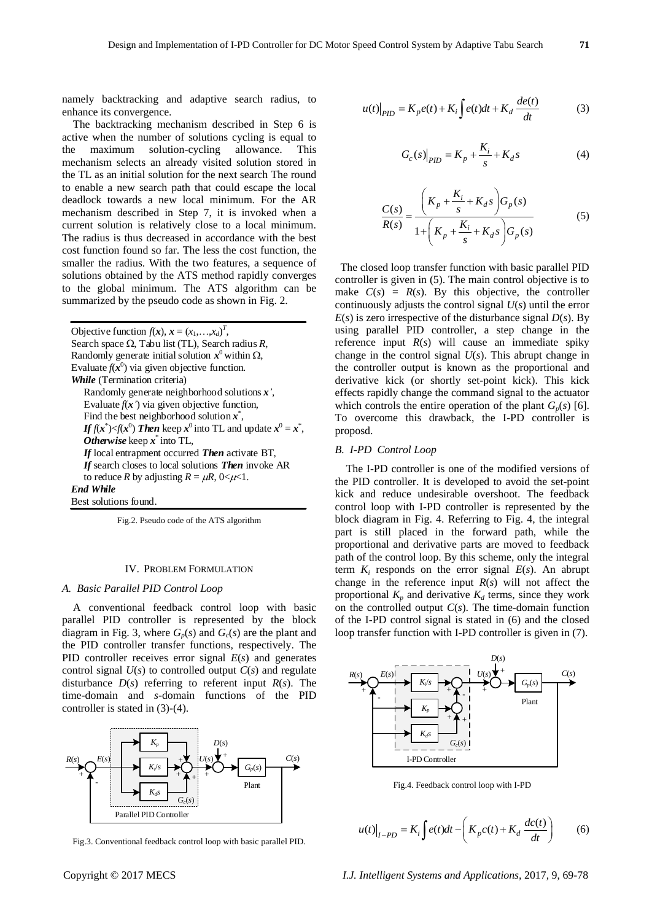namely backtracking and adaptive search radius, to enhance its convergence.

The backtracking mechanism described in Step 6 is active when the number of solutions cycling is equal to the maximum solution-cycling allowance. This mechanism selects an already visited solution stored in the TL as an initial solution for the next search The round to enable a new search path that could escape the local deadlock towards a new local minimum. For the AR mechanism described in Step 7, it is invoked when a current solution is relatively close to a local minimum. The radius is thus decreased in accordance with the best cost function found so far. The less the cost function, the smaller the radius. With the two features, a sequence of solutions obtained by the ATS method rapidly converges to the global minimum. The ATS algorithm can be summarized by the pseudo code as shown in Fig. 2.

```
Objective function f(x), x = (x1,…,xd)^T,
Search space Ω, Tabu list (TL), Search radius R,
Randomly generate initial solution x^0 within Ω,
Evaluate f(x^0) via given objective function.
While (Termination criteria)
    Randomly generate neighborhood solutions x',
    Evaluate f(x') via given objective function,
    Find the best neighborhood solution x*,
    If f(x*)<f(x^0) Then keep x^0 into TL and update x^0 = x*,
    Otherwise keep x* into TL,
    If local entrapment occurred Then activate BT,
    If search closes to local solutions Then invoke AR
    to reduce R by adjusting R = μR, 0<μ<1.
End While
Best solutions found.
```

Fig.2. Pseudo code of the ATS algorithm

## IV. Problem Formulation

### A. Basic Parallel PID Control Loop

A conventional feedback control loop with basic parallel PID controller is represented by the block diagram in Fig. 3, where $G_p(s)$ and $G_c(s)$ are the plant and the PID controller transfer functions, respectively. The PID controller receives error signal $E(s)$ and generates control signal $U(s)$ to controlled output $C(s)$ and regulate disturbance $D(s)$ referring to referent input $R(s)$. The time-domain and $s$-domain functions of the PID controller is stated in (3)-(4).

Fig.3. Conventional feedback control loop with basic parallel PID.

$$u(t)\big|_{PID} = K_p e(t) + K_i \int e(t)dt + K_d \frac{de(t)}{dt} \tag{3}$$

$$G_c(s)\big|_{PID} = K_p + \frac{K_i}{s} + K_d s \tag{4}$$

$$\frac{C(s)}{R(s)} = \frac{\left(K_p + \frac{K_i}{s} + K_d s\right)G_p(s)}{1 + \left(K_p + \frac{K_i}{s} + K_d s\right)G_p(s)} \tag{5}$$

The closed loop transfer function with basic parallel PID controller is given in (5). The main control objective is to make $C(s) = R(s)$. By this objective, the controller continuously adjusts the control signal $U(s)$ until the error $E(s)$ is zero irrespective of the disturbance signal $D(s)$. By using parallel PID controller, a step change in the reference input $R(s)$ will cause an immediate spiky change in the control signal $U(s)$. This abrupt change in the controller output is known as the proportional and derivative kick (or shortly set-point kick). This kick effects rapidly change the command signal to the actuator which controls the entire operation of the plant $G_p(s)$ [6]. To overcome this drawback, the I-PD controller is proposd.

### B. I-PD Control Loop

The I-PD controller is one of the modified versions of the PID controller. It is developed to avoid the set-point kick and reduce undesirable overshoot. The feedback control loop with I-PD controller is represented by the block diagram in Fig. 4. Referring to Fig. 4, the integral part is still placed in the forward path, while the proportional and derivative parts are moved to feedback path of the control loop. By this scheme, only the integral term $K_i$ responds on the error signal $E(s)$. An abrupt change in the reference input $R(s)$ will not affect the proportional $K_p$ and derivative $K_d$ terms, since they work on the controlled output $C(s)$. The time-domain function of the I-PD control signal is stated in (6) and the closed loop transfer function with I-PD controller is given in (7).

Fig.4. Feedback control loop with I-PD

$$u(t)\big|_{I-PD} = K_i \int e(t)dt - \left(K_p c(t) + K_d \frac{dc(t)}{dt}\right) \tag{6}$$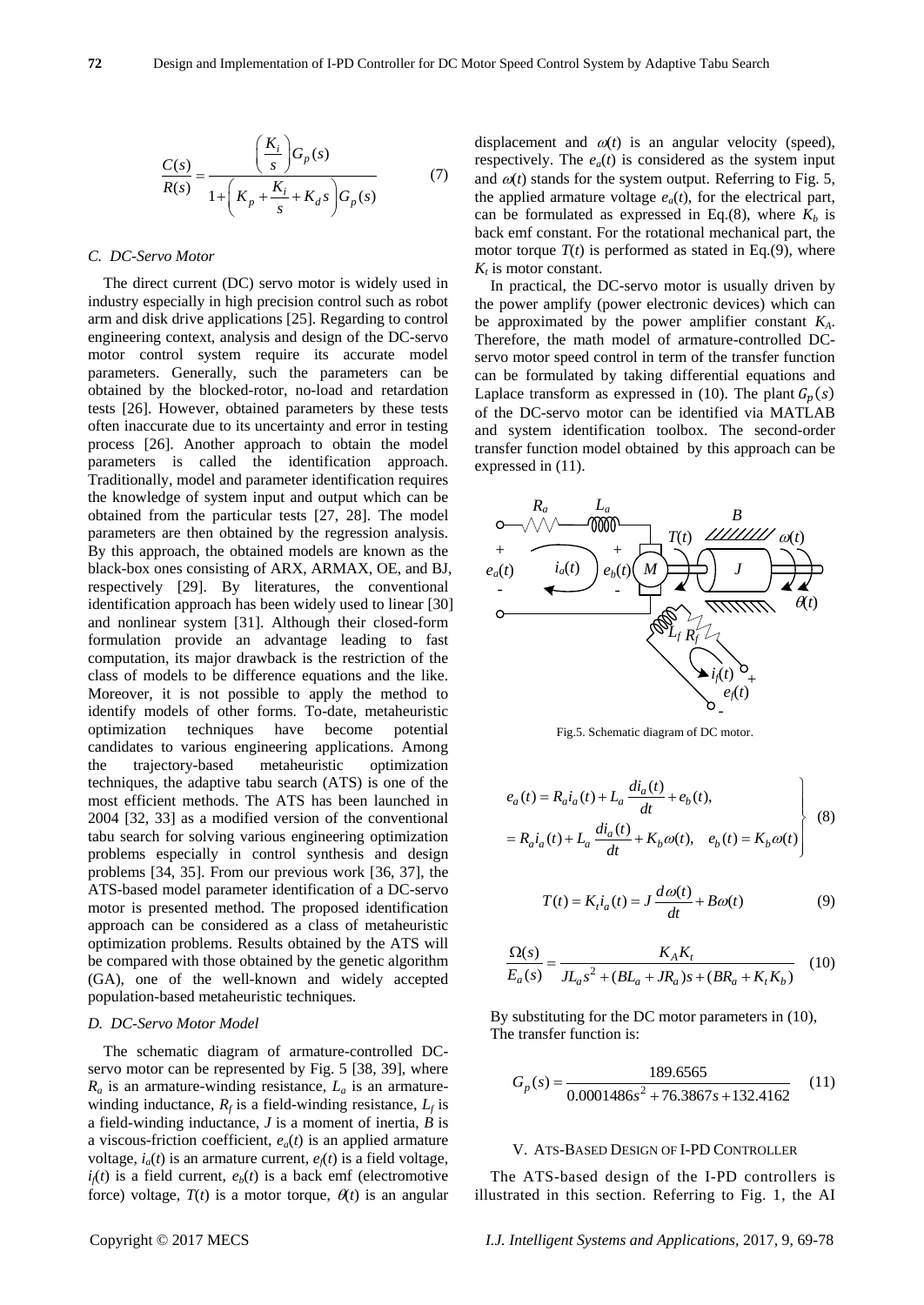$$\frac{C(s)}{R(s)} = \frac{\left(\frac{K_i}{s}\right)G_p(s)}{1+\left(K_p+\frac{K_i}{s}+K_d s\right)G_p(s)} \tag{7}$$

### C. DC-Servo Motor

The direct current (DC) servo motor is widely used in industry especially in high precision control such as robot arm and disk drive applications [25]. Regarding to control engineering context, analysis and design of the DC-servo motor control system require its accurate model parameters. Generally, such the parameters can be obtained by the blocked-rotor, no-load and retardation tests [26]. However, obtained parameters by these tests often inaccurate due to its uncertainty and error in testing process [26]. Another approach to obtain the model parameters is called the identification approach. Traditionally, model and parameter identification requires the knowledge of system input and output which can be obtained from the particular tests [27, 28]. The model parameters are then obtained by the regression analysis. By this approach, the obtained models are known as the black-box ones consisting of ARX, ARMAX, OE, and BJ, respectively [29]. By literatures, the conventional identification approach has been widely used to linear [30] and nonlinear system [31]. Although their closed-form formulation provide an advantage leading to fast computation, its major drawback is the restriction of the class of models to be difference equations and the like. Moreover, it is not possible to apply the method to identify models of other forms. To-date, metaheuristic optimization techniques have become potential candidates to various engineering applications. Among the trajectory-based metaheuristic optimization techniques, the adaptive tabu search (ATS) is one of the most efficient methods. The ATS has been launched in 2004 [32, 33] as a modified version of the conventional tabu search for solving various engineering optimization problems especially in control synthesis and design problems [34, 35]. From our previous work [36, 37], the ATS-based model parameter identification of a DC-servo motor is presented method. The proposed identification approach can be considered as a class of metaheuristic optimization problems. Results obtained by the ATS will be compared with those obtained by the genetic algorithm (GA), one of the well-known and widely accepted population-based metaheuristic techniques.

### D. DC-Servo Motor Model

The schematic diagram of armature-controlled DC-servo motor can be represented by Fig. 5 [38, 39], where $R_a$ is an armature-winding resistance, $L_a$ is an armature-winding inductance, $R_f$ is a field-winding resistance, $L_f$ is a field-winding inductance, $J$ is a moment of inertia, $B$ is a viscous-friction coefficient, $e_a(t)$ is an applied armature voltage, $i_a(t)$ is an armature current, $e_f(t)$ is a field voltage, $i_f(t)$ is a field current, $e_b(t)$ is a back emf (electromotive force) voltage, $T(t)$ is a motor torque, $\theta(t)$ is an angular displacement and $\omega(t)$ is an angular velocity (speed), respectively. The $e_a(t)$ is considered as the system input and $\omega(t)$ stands for the system output. Referring to Fig. 5, the applied armature voltage $e_a(t)$, for the electrical part, can be formulated as expressed in Eq.(8), where $K_b$ is back emf constant. For the rotational mechanical part, the motor torque $T(t)$ is performed as stated in Eq.(9), where $K_t$ is motor constant.

In practical, the DC-servo motor is usually driven by the power amplify (power electronic devices) which can be approximated by the power amplifier constant $K_A$. Therefore, the math model of armature-controlled DC-servo motor speed control in term of the transfer function can be formulated by taking differential equations and Laplace transform as expressed in (10). The plant $G_p(s)$ of the DC-servo motor can be identified via MATLAB and system identification toolbox. The second-order transfer function model obtained by this approach can be expressed in (11).

Fig.5. Schematic diagram of DC motor.

$$\left.\begin{aligned} e_a(t) &= R_a i_a(t) + L_a\frac{di_a(t)}{dt} + e_b(t), \\ &= R_a i_a(t) + L_a\frac{di_a(t)}{dt} + K_b\omega(t), \quad e_b(t) = K_b\omega(t) \end{aligned}\right\} \tag{8}$$

$$T(t) = K_t i_a(t) = J\frac{d\omega(t)}{dt} + B\omega(t) \tag{9}$$

$$\frac{\Omega(s)}{E_a(s)} = \frac{K_A K_t}{JL_a s^2 + (BL_a + JR_a)s + (BR_a + K_t K_b)} \tag{10}$$

By substituting for the DC motor parameters in (10), The transfer function is:

$$G_p(s) = \frac{189.6565}{0.0001486s^2 + 76.3867s + 132.4162} \tag{11}$$

## V. ATS-Based Design of I-PD Controller

The ATS-based design of the I-PD controllers is illustrated in this section. Referring to Fig. 1, the AI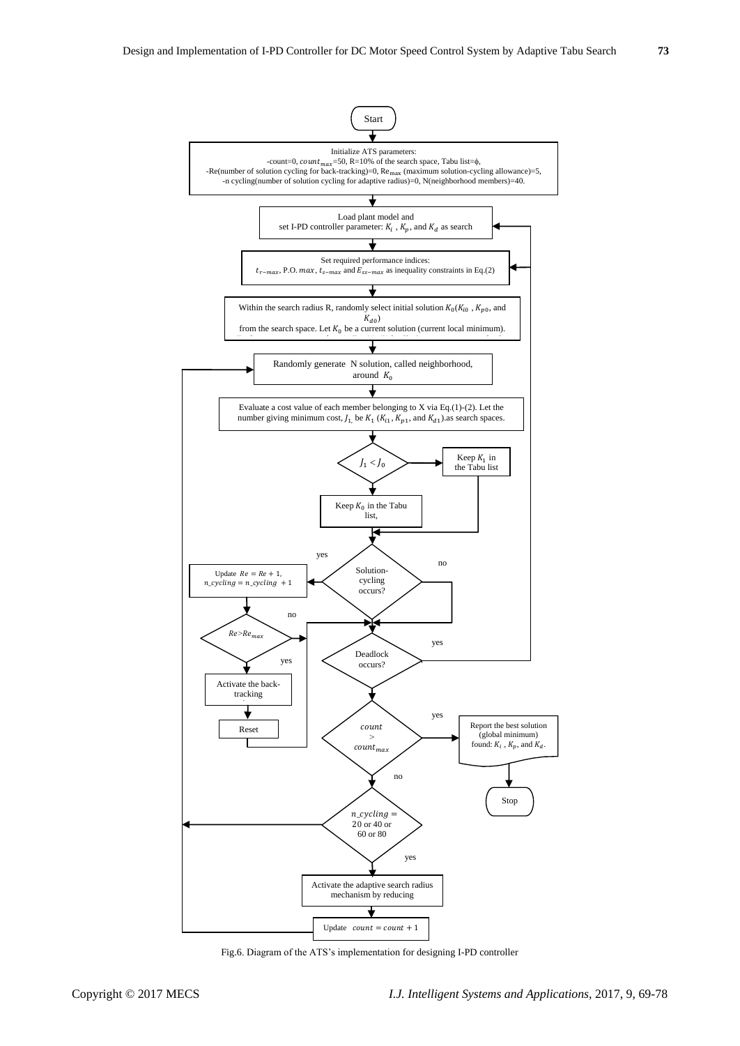Start

Initialize ATS parameters:
-count=0, $count_{max}$=50, R=10% of the search space, Tabu list=ϕ,
-Re(number of solution cycling for back-tracking)=0, $Re_{max}$ (maximum solution-cycling allowance)=5,
-n cycling(number of solution cycling for adaptive radius)=0, N(neighborhood members)=40.

Load plant model and
set I-PD controller parameter: $K_i$ , $K_p$, and $K_d$ as search

Set required performance indices:
$t_{r-max}$, P.O. $max$, $t_{s-max}$ and $E_{ss-max}$ as inequality constraints in Eq.(2)

Within the search radius R, randomly select initial solution $K_0(K_{i0}$ , $K_{p0}$, and $K_{d0})$
from the search space. Let $K_0$ be a current solution (current local minimum).

Randomly generate N solution, called neighborhood, around $K_0$

Evaluate a cost value of each member belonging to X via Eq.(1)-(2). Let the number giving minimum cost, $J_1$, be $K_1$ ($K_{i1}$, $K_{p1}$, and $K_{d1}$).as search spaces.

$J_1 < J_0$

Keep $K_1$ in the Tabu list

Keep $K_0$ in the Tabu list,

Solution-cycling occurs? (yes / no)

Update $Re = Re + 1$, $n\_cycling = n\_cycling + 1$

$Re > Re_{max}$ (yes / no)

Activate the back-tracking

Reset

Deadlock occurs? (yes / no)

$count > count_{max}$ (yes / no)

Report the best solution (global minimum) found: $K_i$ , $K_p$, and $K_d$.

Stop

$n\_cycling =$ 20 or 40 or 60 or 80 (yes / no)

Activate the adaptive search radius mechanism by reducing

Update $count = count + 1$

Fig.6. Diagram of the ATS's implementation for designing I-PD controller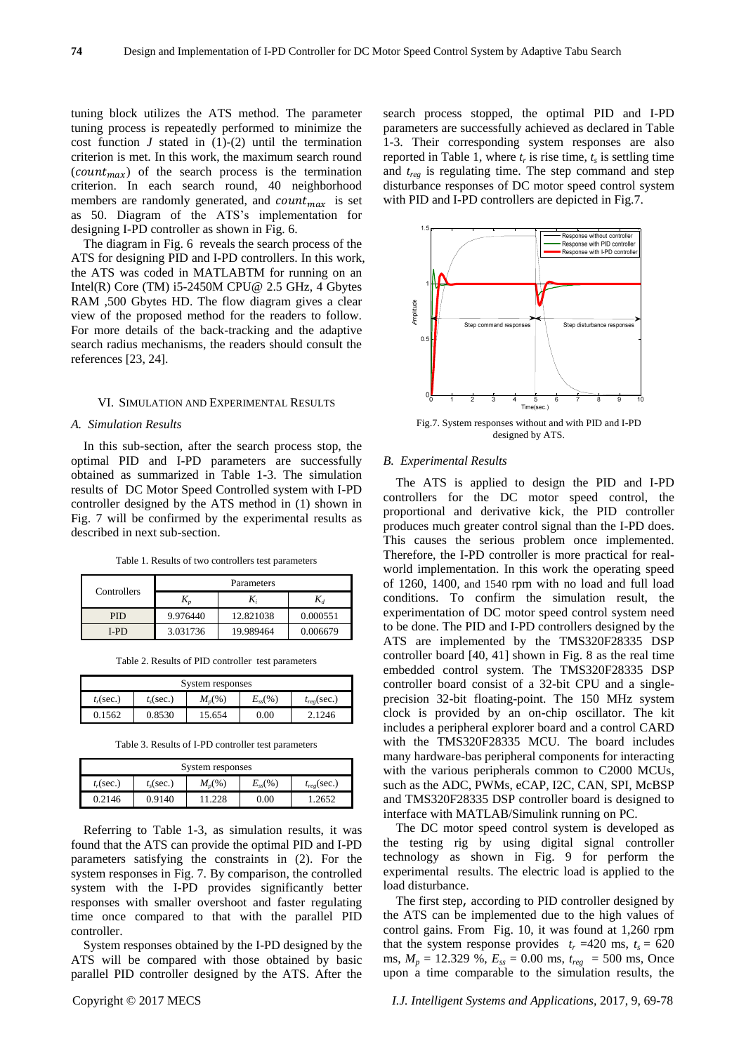tuning block utilizes the ATS method. The parameter tuning process is repeatedly performed to minimize the cost function $J$ stated in (1)-(2) until the termination criterion is met. In this work, the maximum search round ($count_{max}$) of the search process is the termination criterion. In each search round, 40 neighborhood members are randomly generated, and $count_{max}$ is set as 50. Diagram of the ATS's implementation for designing I-PD controller as shown in Fig. 6.

The diagram in Fig. 6 reveals the search process of the ATS for designing PID and I-PD controllers. In this work, the ATS was coded in MATLABTM for running on an Intel(R) Core (TM) i5-2450M CPU@ 2.5 GHz, 4 Gbytes RAM ,500 Gbytes HD. The flow diagram gives a clear view of the proposed method for the readers to follow. For more details of the back-tracking and the adaptive search radius mechanisms, the readers should consult the references [23, 24].

## VI. Simulation and Experimental Results

### A. Simulation Results

In this sub-section, after the search process stop, the optimal PID and I-PD parameters are successfully obtained as summarized in Table 1-3. The simulation results of DC Motor Speed Controlled system with I-PD controller designed by the ATS method in (1) shown in Fig. 7 will be confirmed by the experimental results as described in next sub-section.

Table 1. Results of two controllers test parameters

| Controllers | Parameters | | |
|---|---|---|---|
| | $K_p$ | $K_i$ | $K_d$ |
| PID | 9.976440 | 12.821038 | 0.000551 |
| I-PD | 3.031736 | 19.989464 | 0.006679 |

Table 2. Results of PID controller test parameters

| System responses | | | | |
|---|---|---|---|---|
| $t_r$(sec.) | $t_s$(sec.) | $M_p$(%) | $E_{ss}$(%) | $t_{reg}$(sec.) |
| 0.1562 | 0.8530 | 15.654 | 0.00 | 2.1246 |

Table 3. Results of I-PD controller test parameters

| System responses | | | | |
|---|---|---|---|---|
| $t_r$(sec.) | $t_s$(sec.) | $M_p$(%) | $E_{ss}$(%) | $t_{reg}$(sec.) |
| 0.2146 | 0.9140 | 11.228 | 0.00 | 1.2652 |

Referring to Table 1-3, as simulation results, it was found that the ATS can provide the optimal PID and I-PD parameters satisfying the constraints in (2). For the system responses in Fig. 7. By comparison, the controlled system with the I-PD provides significantly better responses with smaller overshoot and faster regulating time once compared to that with the parallel PID controller.

System responses obtained by the I-PD designed by the ATS will be compared with those obtained by basic parallel PID controller designed by the ATS. After the search process stopped, the optimal PID and I-PD parameters are successfully achieved as declared in Table 1-3. Their corresponding system responses are also reported in Table 1, where $t_r$ is rise time, $t_s$ is settling time and $t_{reg}$ is regulating time. The step command and step disturbance responses of DC motor speed control system with PID and I-PD controllers are depicted in Fig.7.

Fig.7. System responses without and with PID and I-PD designed by ATS.

### B. Experimental Results

The ATS is applied to design the PID and I-PD controllers for the DC motor speed control, the proportional and derivative kick, the PID controller produces much greater control signal than the I-PD does. This causes the serious problem once implemented. Therefore, the I-PD controller is more practical for real-world implementation. In this work the operating speed of 1260, 1400, and 1540 rpm with no load and full load conditions. To confirm the simulation result, the experimentation of DC motor speed control system need to be done. The PID and I-PD controllers designed by the ATS are implemented by the TMS320F28335 DSP controller board [40, 41] shown in Fig. 8 as the real time embedded control system. The TMS320F28335 DSP controller board consist of a 32-bit CPU and a single-precision 32-bit floating-point. The 150 MHz system clock is provided by an on-chip oscillator. The kit includes a peripheral explorer board and a control CARD with the TMS320F28335 MCU. The board includes many hardware-bas peripheral components for interacting with the various peripherals common to C2000 MCUs, such as the ADC, PWMs, eCAP, I2C, CAN, SPI, McBSP and TMS320F28335 DSP controller board is designed to interface with MATLAB/Simulink running on PC.

The DC motor speed control system is developed as the testing rig by using digital signal controller technology as shown in Fig. 9 for perform the experimental results. The electric load is applied to the load disturbance.

The first step, according to PID controller designed by the ATS can be implemented due to the high values of control gains. From Fig. 10, it was found at 1,260 rpm that the system response provides $t_r$ =420 ms, $t_s$ = 620 ms, $M_p$ = 12.329 %, $E_{ss}$ = 0.00 ms, $t_{reg}$ = 500 ms, Once upon a time comparable to the simulation results, the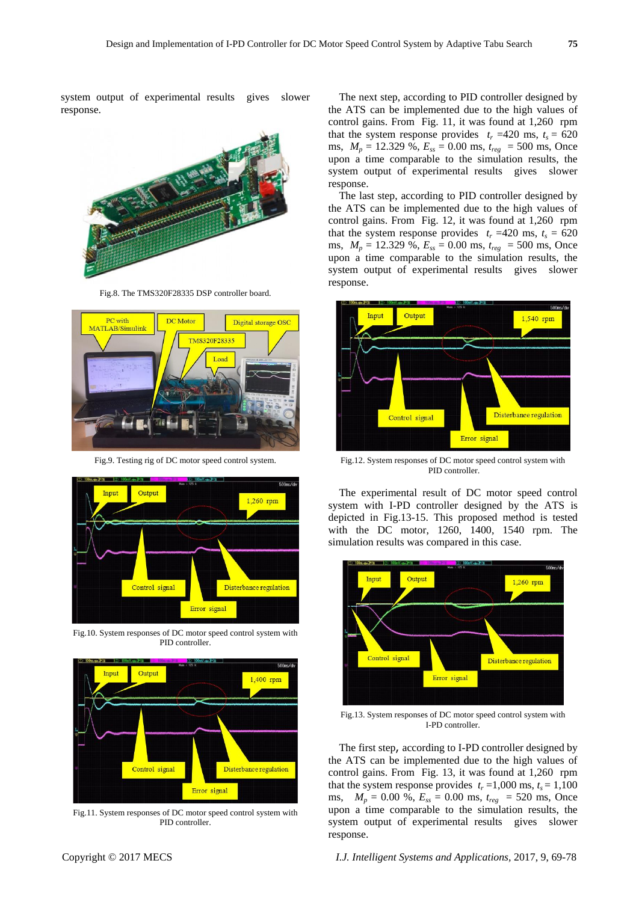system output of experimental results gives slower response.

Fig.8. The TMS320F28335 DSP controller board.

Fig.9. Testing rig of DC motor speed control system.

Fig.10. System responses of DC motor speed control system with PID controller.

Fig.11. System responses of DC motor speed control system with PID controller.

The next step, according to PID controller designed by the ATS can be implemented due to the high values of control gains. From Fig. 11, it was found at 1,260 rpm that the system response provides $t_r$ =420 ms, $t_s$ = 620 ms, $M_p$ = 12.329 %, $E_{ss}$ = 0.00 ms, $t_{reg}$ = 500 ms, Once upon a time comparable to the simulation results, the system output of experimental results gives slower response.

The last step, according to PID controller designed by the ATS can be implemented due to the high values of control gains. From Fig. 12, it was found at 1,260 rpm that the system response provides $t_r$ =420 ms, $t_s$ = 620 ms, $M_p$ = 12.329 %, $E_{ss}$ = 0.00 ms, $t_{reg}$ = 500 ms, Once upon a time comparable to the simulation results, the system output of experimental results gives slower response.

Fig.12. System responses of DC motor speed control system with PID controller.

The experimental result of DC motor speed control system with I-PD controller designed by the ATS is depicted in Fig.13-15. This proposed method is tested with the DC motor, 1260, 1400, 1540 rpm. The simulation results was compared in this case.

Fig.13. System responses of DC motor speed control system with I-PD controller.

The first step, according to I-PD controller designed by the ATS can be implemented due to the high values of control gains. From Fig. 13, it was found at 1,260 rpm that the system response provides $t_r$ =1,000 ms, $t_s$ = 1,100 ms, $M_p$ = 0.00 %, $E_{ss}$ = 0.00 ms, $t_{reg}$ = 520 ms, Once upon a time comparable to the simulation results, the system output of experimental results gives slower response.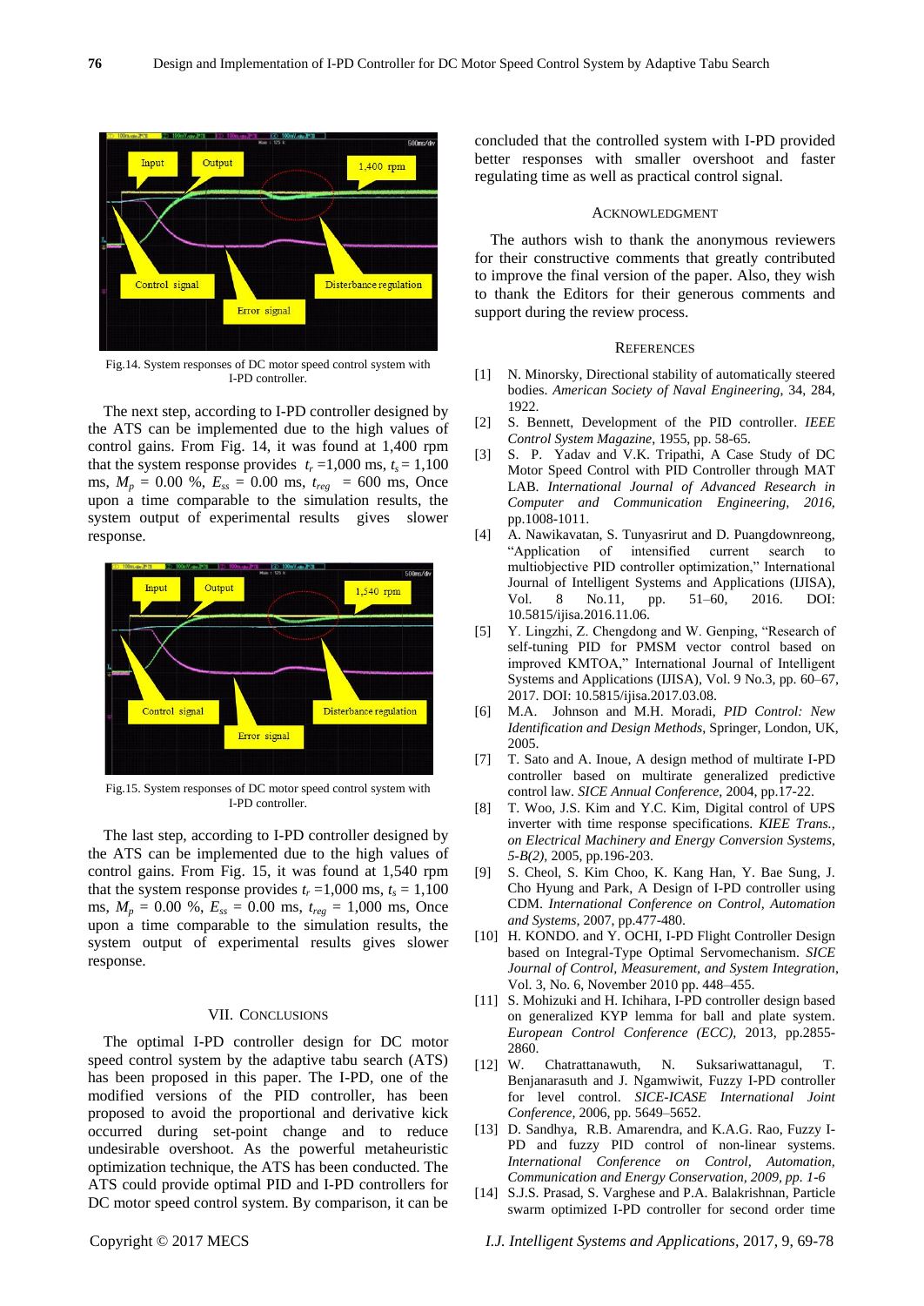Fig.14. System responses of DC motor speed control system with I-PD controller.

The next step, according to I-PD controller designed by the ATS can be implemented due to the high values of control gains. From Fig. 14, it was found at 1,400 rpm that the system response provides $t_r$ =1,000 ms, $t_s$ = 1,100 ms, $M_p$ = 0.00 %, $E_{ss}$ = 0.00 ms, $t_{reg}$ = 600 ms, Once upon a time comparable to the simulation results, the system output of experimental results gives slower response.

Fig.15. System responses of DC motor speed control system with I-PD controller.

The last step, according to I-PD controller designed by the ATS can be implemented due to the high values of control gains. From Fig. 15, it was found at 1,540 rpm that the system response provides $t_r$ =1,000 ms, $t_s$ = 1,100 ms, $M_p$ = 0.00 %, $E_{ss}$ = 0.00 ms, $t_{reg}$ = 1,000 ms, Once upon a time comparable to the simulation results, the system output of experimental results gives slower response.

## VII. Conclusions

The optimal I-PD controller design for DC motor speed control system by the adaptive tabu search (ATS) has been proposed in this paper. The I-PD, one of the modified versions of the PID controller, has been proposed to avoid the proportional and derivative kick occurred during set-point change and to reduce undesirable overshoot. As the powerful metaheuristic optimization technique, the ATS has been conducted. The ATS could provide optimal PID and I-PD controllers for DC motor speed control system. By comparison, it can be concluded that the controlled system with I-PD provided better responses with smaller overshoot and faster regulating time as well as practical control signal.

## Acknowledgment

The authors wish to thank the anonymous reviewers for their constructive comments that greatly contributed to improve the final version of the paper. Also, they wish to thank the Editors for their generous comments and support during the review process.

## References

[1] N. Minorsky, Directional stability of automatically steered bodies. *American Society of Naval Engineering*, 34, 284, 1922.

[2] S. Bennett, Development of the PID controller. *IEEE Control System Magazine*, 1955, pp. 58-65.

[3] S. P. Yadav and V.K. Tripathi, A Case Study of DC Motor Speed Control with PID Controller through MAT LAB. *International Journal of Advanced Research in Computer and Communication Engineering, 2016,* pp.1008-1011.

[4] A. Nawikavatan, S. Tunyasrirut and D. Puangdownreong, "Application of intensified current search to multiobjective PID controller optimization," International Journal of Intelligent Systems and Applications (IJISA), Vol. 8 No.11, pp. 51–60, 2016. DOI: 10.5815/ijisa.2016.11.06.

[5] Y. Lingzhi, Z. Chengdong and W. Genping, "Research of self-tuning PID for PMSM vector control based on improved KMTOA," International Journal of Intelligent Systems and Applications (IJISA), Vol. 9 No.3, pp. 60–67, 2017. DOI: 10.5815/ijisa.2017.03.08.

[6] M.A. Johnson and M.H. Moradi, *PID Control: New Identification and Design Methods*, Springer, London, UK, 2005.

[7] T. Sato and A. Inoue, A design method of multirate I-PD controller based on multirate generalized predictive control law. *SICE Annual Conference*, 2004, pp.17-22.

[8] T. Woo, J.S. Kim and Y.C. Kim, Digital control of UPS inverter with time response specifications. *KIEE Trans., on Electrical Machinery and Energy Conversion Systems, 5-B(2)*, 2005, pp.196-203.

[9] S. Cheol, S. Kim Choo, K. Kang Han, Y. Bae Sung, J. Cho Hyung and Park, A Design of I-PD controller using CDM. *International Conference on Control, Automation and Systems*, 2007, pp.477-480.

[10] H. KONDO. and Y. OCHI, I-PD Flight Controller Design based on Integral-Type Optimal Servomechanism. *SICE Journal of Control, Measurement, and System Integration*, Vol. 3, No. 6, November 2010 pp. 448–455.

[11] S. Mohizuki and H. Ichihara, I-PD controller design based on generalized KYP lemma for ball and plate system. *European Control Conference (ECC)*, 2013, pp.2855-2860.

[12] W. Chatrattanawuth, N. Suksariwattanagul, T. Benjanarasuth and J. Ngamwiwit, Fuzzy I-PD controller for level control. *SICE-ICASE International Joint Conference*, 2006, pp. 5649–5652.

[13] D. Sandhya, R.B. Amarendra, and K.A.G. Rao, Fuzzy I-PD and fuzzy PID control of non-linear systems. *International Conference on Control, Automation, Communication and Energy Conservation, 2009, pp. 1-6*

[14] S.J.S. Prasad, S. Varghese and P.A. Balakrishnan, Particle swarm optimized I-PD controller for second order time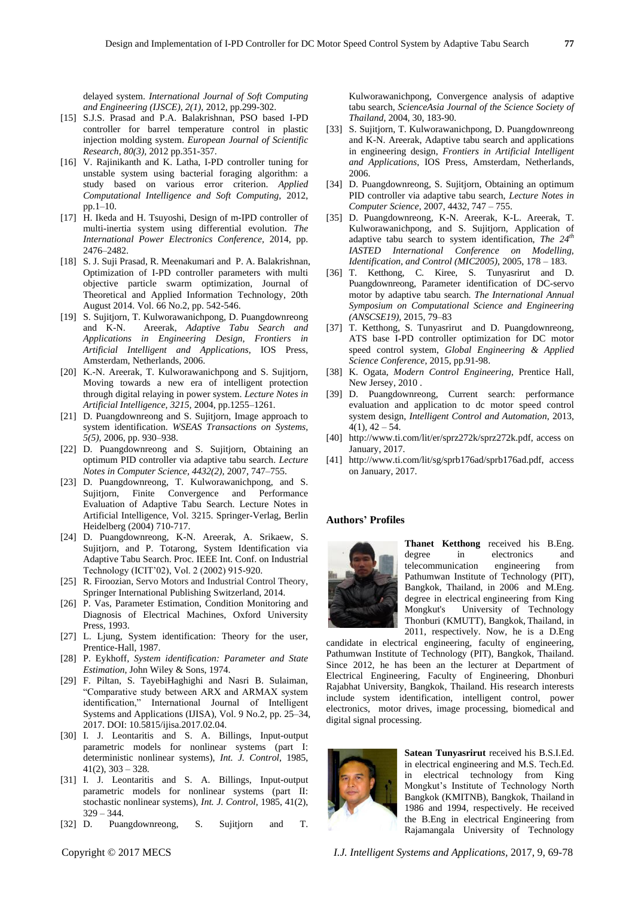delayed system. *International Journal of Soft Computing and Engineering (IJSCE), 2(1),* 2012, pp.299-302.

[15] S.J.S. Prasad and P.A. Balakrishnan, PSO based I-PD controller for barrel temperature control in plastic injection molding system. *European Journal of Scientific Research, 80(3),* 2012 pp.351-357.

[16] V. Rajinikanth and K. Latha, I-PD controller tuning for unstable system using bacterial foraging algorithm: a study based on various error criterion. *Applied Computational Intelligence and Soft Computing,* 2012, pp.1–10.

[17] H. Ikeda and H. Tsuyoshi, Design of m-IPD controller of multi-inertia system using differential evolution. *The International Power Electronics Conference,* 2014, pp. 2476–2482.

[18] S. J. Suji Prasad, R. Meenakumari and P. A. Balakrishnan, Optimization of I-PD controller parameters with multi objective particle swarm optimization, Journal of Theoretical and Applied Information Technology, 20th August 2014. Vol. 66 No.2, pp. 542-546.

[19] S. Sujitjorn, T. Kulworawanichpong, D. Puangdownreong and K-N. Areerak, *Adaptive Tabu Search and Applications in Engineering Design, Frontiers in Artificial Intelligent and Applications,* IOS Press, Amsterdam, Netherlands, 2006.

[20] K.-N. Areerak, T. Kulworawanichpong and S. Sujitjorn, Moving towards a new era of intelligent protection through digital relaying in power system. *Lecture Notes in Artificial Intelligence, 3215,* 2004, pp.1255–1261.

[21] D. Puangdownreong and S. Sujitjorn, Image approach to system identification. *WSEAS Transactions on Systems, 5(5),* 2006, pp. 930–938.

[22] D. Puangdownreong and S. Sujitjorn, Obtaining an optimum PID controller via adaptive tabu search. *Lecture Notes in Computer Science, 4432(2),* 2007, 747–755.

[23] D. Puangdownreong, T. Kulworawanichpong, and S. Sujitjorn, Finite Convergence and Performance Evaluation of Adaptive Tabu Search. Lecture Notes in Artificial Intelligence, Vol. 3215. Springer-Verlag, Berlin Heidelberg (2004) 710-717.

[24] D. Puangdownreong, K-N. Areerak, A. Srikaew, S. Sujitjorn, and P. Totarong, System Identification via Adaptive Tabu Search. Proc. IEEE Int. Conf. on Industrial Technology (ICIT'02), Vol. 2 (2002) 915-920.

[25] R. Firoozian, Servo Motors and Industrial Control Theory, Springer International Publishing Switzerland, 2014.

[26] P. Vas, Parameter Estimation, Condition Monitoring and Diagnosis of Electrical Machines, Oxford University Press, 1993.

[27] L. Ljung, System identification: Theory for the user, Prentice-Hall, 1987.

[28] P. Eykhoff, *System identification: Parameter and State Estimation,* John Wiley & Sons, 1974.

[29] F. Piltan, S. TayebiHaghighi and Nasri B. Sulaiman, "Comparative study between ARX and ARMAX system identification," International Journal of Intelligent Systems and Applications (IJISA), Vol. 9 No.2, pp. 25–34, 2017. DOI: 10.5815/ijisa.2017.02.04.

[30] I. J. Leontaritis and S. A. Billings, Input-output parametric models for nonlinear systems (part I: deterministic nonlinear systems), *Int. J. Control*, 1985, 41(2), 303 – 328.

[31] I. J. Leontaritis and S. A. Billings, Input-output parametric models for nonlinear systems (part II: stochastic nonlinear systems), *Int. J. Control*, 1985, 41(2), 329 – 344.

[32] D. Puangdownreong, S. Sujitjorn and T. Kulworawanichpong, Convergence analysis of adaptive tabu search, *ScienceAsia Journal of the Science Society of Thailand,* 2004, 30, 183-90.

[33] S. Sujitjorn, T. Kulworawanichpong, D. Puangdownreong and K-N. Areerak, Adaptive tabu search and applications in engineering design, *Frontiers in Artificial Intelligent and Applications,* IOS Press, Amsterdam, Netherlands, 2006.

[34] D. Puangdownreong, S. Sujitjorn, Obtaining an optimum PID controller via adaptive tabu search, *Lecture Notes in Computer Science,* 2007, 4432, 747 – 755.

[35] D. Puangdownreong, K-N. Areerak, K-L. Areerak, T. Kulworawanichpong, and S. Sujitjorn, Application of adaptive tabu search to system identification, *The 24th IASTED International Conference on Modelling, Identification, and Control (MIC2005),* 2005, 178 – 183.

[36] T. Ketthong, C. Kiree, S. Tunyasrirut and D. Puangdownreong, Parameter identification of DC-servo motor by adaptive tabu search. *The International Annual Symposium on Computational Science and Engineering (ANSCSE19),* 2015, 79–83

[37] T. Ketthong, S. Tunyasrirut and D. Puangdownreong, ATS base I-PD controller optimization for DC motor speed control system, *Global Engineering & Applied Science Conference,* 2015, pp.91-98.

[38] K. Ogata, *Modern Control Engineering,* Prentice Hall, New Jersey, 2010 .

[39] D. Puangdownreong, Current search: performance evaluation and application to dc motor speed control system design, *Intelligent Control and Automation,* 2013, 4(1), 42 – 54.

[40] http://www.ti.com/lit/er/sprz272k/sprz272k.pdf, access on January, 2017.

[41] http://www.ti.com/lit/sg/sprb176ad/sprb176ad.pdf, access on January, 2017.

## Authors' Profiles

**Thanet Ketthong** received his B.Eng. degree in electronics and telecommunication engineering from Pathumwan Institute of Technology (PIT), Bangkok, Thailand, in 2006 and M.Eng. degree in electrical engineering from King Mongkut's University of Technology Thonburi (KMUTT), Bangkok, Thailand, in 2011, respectively. Now, he is a D.Eng candidate in electrical engineering, faculty of engineering, Pathumwan Institute of Technology (PIT), Bangkok, Thailand. Since 2012, he has been an the lecturer at Department of Electrical Engineering, Faculty of Engineering, Dhonburi Rajabhat University, Bangkok, Thailand. His research interests include system identification, intelligent control, power electronics, motor drives, image processing, biomedical and digital signal processing.

**Satean Tunyasrirut** received his B.S.I.Ed. in electrical engineering and M.S. Tech.Ed. in electrical technology from King Mongkut's Institute of Technology North Bangkok (KMITNB), Bangkok, Thailand in 1986 and 1994, respectively. He received the B.Eng in electrical Engineering from Rajamangala University of Technology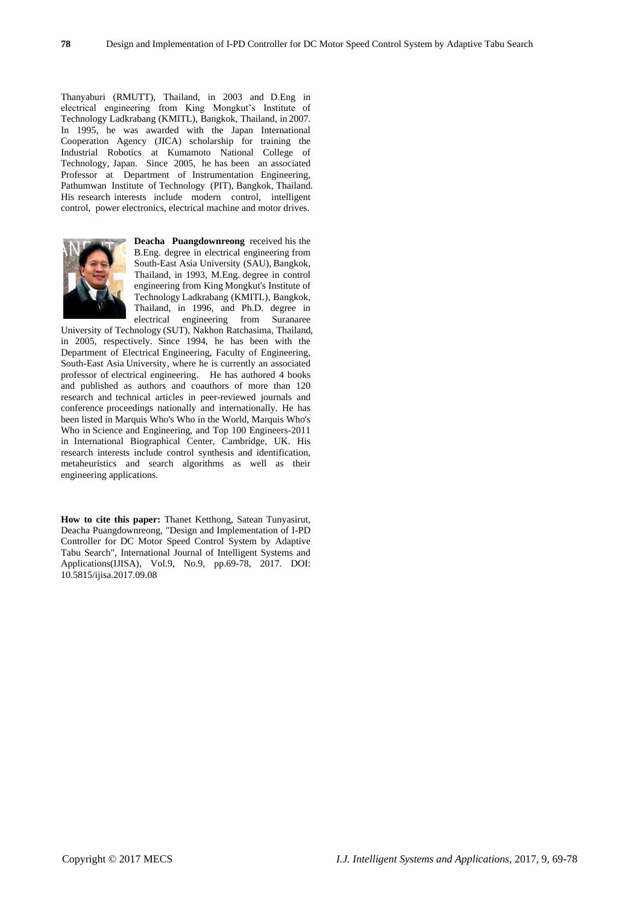Thanyaburi (RMUTT), Thailand, in 2003 and D.Eng in electrical engineering from King Mongkut's Institute of Technology Ladkrabang (KMITL), Bangkok, Thailand, in 2007. In 1995, he was awarded with the Japan International Cooperation Agency (JICA) scholarship for training the Industrial Robotics at Kumamoto National College of Technology, Japan. Since 2005, he has been an associated Professor at Department of Instrumentation Engineering, Pathumwan Institute of Technology (PIT), Bangkok, Thailand. His research interests include modern control, intelligent control, power electronics, electrical machine and motor drives.

**Deacha Puangdownreong** received his the B.Eng. degree in electrical engineering from South-East Asia University (SAU), Bangkok, Thailand, in 1993, M.Eng. degree in control engineering from King Mongkut's Institute of Technology Ladkrabang (KMITL), Bangkok, Thailand, in 1996, and Ph.D. degree in electrical engineering from Suranaree University of Technology (SUT), Nakhon Ratchasima, Thailand, in 2005, respectively. Since 1994, he has been with the Department of Electrical Engineering, Faculty of Engineering, South-East Asia University, where he is currently an associated professor of electrical engineering. He has authored 4 books and published as authors and coauthors of more than 120 research and technical articles in peer-reviewed journals and conference proceedings nationally and internationally. He has been listed in Marquis Who's Who in the World, Marquis Who's Who in Science and Engineering, and Top 100 Engineers-2011 in International Biographical Center, Cambridge, UK. His research interests include control synthesis and identification, metaheuristics and search algorithms as well as their engineering applications.

**How to cite this paper:** Thanet Ketthong, Satean Tunyasirut, Deacha Puangdownreong, "Design and Implementation of I-PD Controller for DC Motor Speed Control System by Adaptive Tabu Search", International Journal of Intelligent Systems and Applications(IJISA), Vol.9, No.9, pp.69-78, 2017. DOI: 10.5815/ijisa.2017.09.08